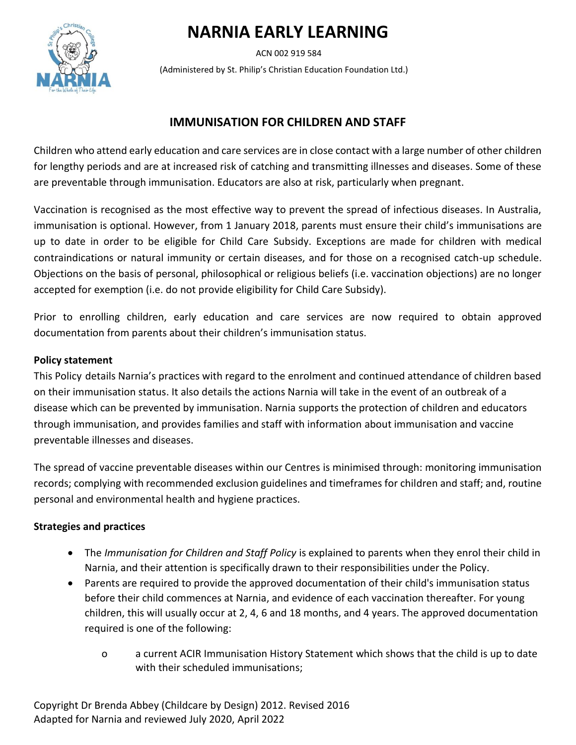# NARNIA EARLY LEARNING

ACN 002 919 584

(Administered by St. Philip's Christian Education Foundation Ltd.)

## IMMUNISATION FOR CHILDREN AND STAFF

Children who attend early education and care services are in close contact with a large number of other children for lengthy periods and are at increased risk of catching and transmitting illnesses and diseases. Some of these are preventable through immunisation. Educators are also at risk, particularly when pregnant.

Vaccination is recognised as the most effective way to prevent the spread of infectious diseases. In Australia, immunisation is optional. However, from 1 January 2018, parents must ensure their child's immunisations are up to date in order to be eligible for Child Care Subsidy. Exceptions are made for children with medical contraindications or natural immunity or certain diseases, and for those on a recognised catch-up schedule. Objections on the basis of personal, philosophical or religious beliefs (i.e. vaccination objections) are no longer accepted for exemption (i.e. do not provide eligibility for Child Care Subsidy).

Prior to enrolling children, early education and care services are now required to obtain approved documentation from parents about their children's immunisation status.

**Policy statement**

This Policy details Narnia's practices with regard to the enrolment and continued attendance of children based on their immunisation status. It also details the actions Narnia will take in the event of an outbreak of a disease which can be prevented by immunisation. Narnia supports the protection of children and educators through immunisation, and provides families and staff with information about immunisation and vaccine preventable illnesses and diseases.

The spread of vaccine preventable diseases within our Centres is minimised through: monitoring immunisation records; complying with recommended exclusion guidelines and timeframes for children and staff; and, routine personal and environmental health and hygiene practices.

**Strategies and practices**

- The *Immunisation for Children and Staff Policy* is explained to parents when they enrol their child in Narnia, and their attention is specifically drawn to their responsibilities under the Policy.
- Parents are required to provide the approved documentation of their child's immunisation status before their child commences at Narnia, and evidence of each vaccination thereafter. For young children, this will usually occur at 2, 4, 6 and 18 months, and 4 years. The approved documentation required is one of the following:
  - a current ACIR Immunisation History Statement which shows that the child is up to date with their scheduled immunisations;

Copyright Dr Brenda Abbey (Childcare by Design) 2012. Revised 2016
Adapted for Narnia and reviewed July 2020, April 2022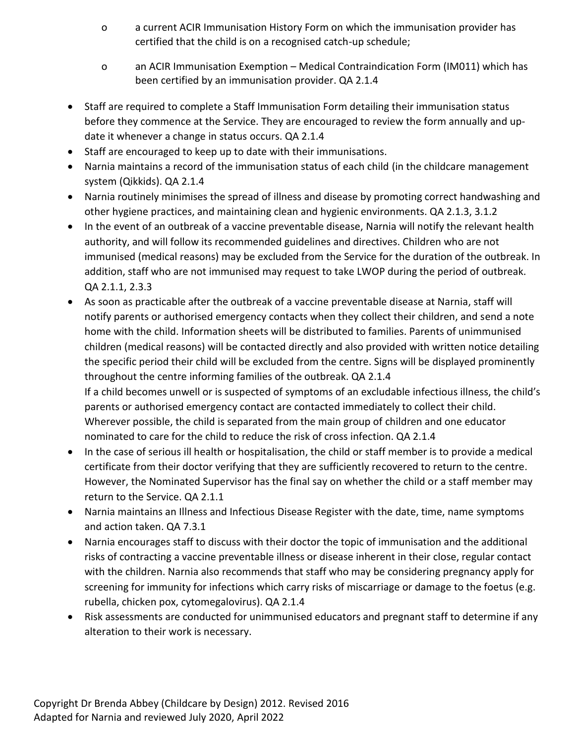- a current ACIR Immunisation History Form on which the immunisation provider has certified that the child is on a recognised catch-up schedule;
  - an ACIR Immunisation Exemption – Medical Contraindication Form (IM011) which has been certified by an immunisation provider. QA 2.1.4
- Staff are required to complete a Staff Immunisation Form detailing their immunisation status before they commence at the Service. They are encouraged to review the form annually and up-date it whenever a change in status occurs. QA 2.1.4
- Staff are encouraged to keep up to date with their immunisations.
- Narnia maintains a record of the immunisation status of each child (in the childcare management system (Qikkids). QA 2.1.4
- Narnia routinely minimises the spread of illness and disease by promoting correct handwashing and other hygiene practices, and maintaining clean and hygienic environments. QA 2.1.3, 3.1.2
- In the event of an outbreak of a vaccine preventable disease, Narnia will notify the relevant health authority, and will follow its recommended guidelines and directives. Children who are not immunised (medical reasons) may be excluded from the Service for the duration of the outbreak. In addition, staff who are not immunised may request to take LWOP during the period of outbreak. QA 2.1.1, 2.3.3
- As soon as practicable after the outbreak of a vaccine preventable disease at Narnia, staff will notify parents or authorised emergency contacts when they collect their children, and send a note home with the child. Information sheets will be distributed to families. Parents of unimmunised children (medical reasons) will be contacted directly and also provided with written notice detailing the specific period their child will be excluded from the centre. Signs will be displayed prominently throughout the centre informing families of the outbreak. QA 2.1.4
  If a child becomes unwell or is suspected of symptoms of an excludable infectious illness, the child's parents or authorised emergency contact are contacted immediately to collect their child. Wherever possible, the child is separated from the main group of children and one educator nominated to care for the child to reduce the risk of cross infection. QA 2.1.4
- In the case of serious ill health or hospitalisation, the child or staff member is to provide a medical certificate from their doctor verifying that they are sufficiently recovered to return to the centre. However, the Nominated Supervisor has the final say on whether the child or a staff member may return to the Service. QA 2.1.1
- Narnia maintains an Illness and Infectious Disease Register with the date, time, name symptoms and action taken. QA 7.3.1
- Narnia encourages staff to discuss with their doctor the topic of immunisation and the additional risks of contracting a vaccine preventable illness or disease inherent in their close, regular contact with the children. Narnia also recommends that staff who may be considering pregnancy apply for screening for immunity for infections which carry risks of miscarriage or damage to the foetus (e.g. rubella, chicken pox, cytomegalovirus). QA 2.1.4
- Risk assessments are conducted for unimmunised educators and pregnant staff to determine if any alteration to their work is necessary.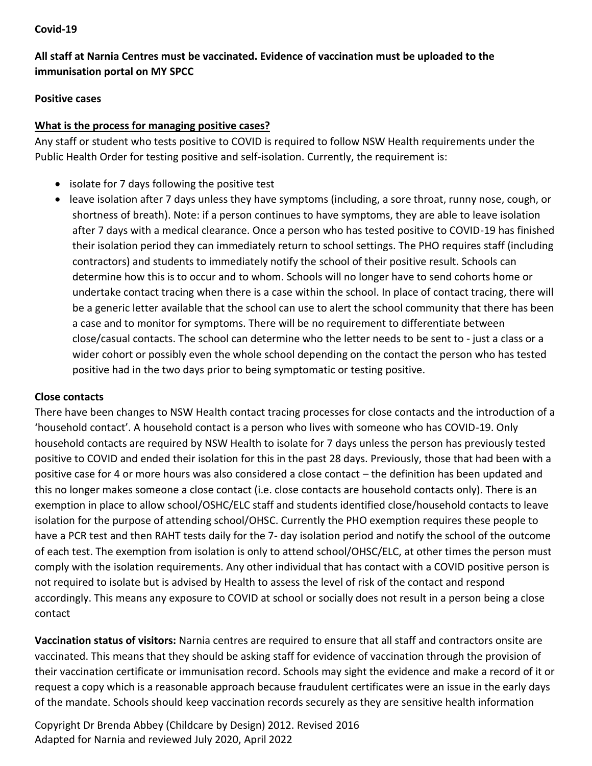**Covid-19**

**All staff at Narnia Centres must be vaccinated. Evidence of vaccination must be uploaded to the immunisation portal on MY SPCC**

**Positive cases**

**<u>What is the process for managing positive cases?</u>**

Any staff or student who tests positive to COVID is required to follow NSW Health requirements under the Public Health Order for testing positive and self-isolation. Currently, the requirement is:

- isolate for 7 days following the positive test
- leave isolation after 7 days unless they have symptoms (including, a sore throat, runny nose, cough, or shortness of breath). Note: if a person continues to have symptoms, they are able to leave isolation after 7 days with a medical clearance. Once a person who has tested positive to COVID-19 has finished their isolation period they can immediately return to school settings. The PHO requires staff (including contractors) and students to immediately notify the school of their positive result. Schools can determine how this is to occur and to whom. Schools will no longer have to send cohorts home or undertake contact tracing when there is a case within the school. In place of contact tracing, there will be a generic letter available that the school can use to alert the school community that there has been a case and to monitor for symptoms. There will be no requirement to differentiate between close/casual contacts. The school can determine who the letter needs to be sent to - just a class or a wider cohort or possibly even the whole school depending on the contact the person who has tested positive had in the two days prior to being symptomatic or testing positive.

**Close contacts**

There have been changes to NSW Health contact tracing processes for close contacts and the introduction of a 'household contact'. A household contact is a person who lives with someone who has COVID-19. Only household contacts are required by NSW Health to isolate for 7 days unless the person has previously tested positive to COVID and ended their isolation for this in the past 28 days. Previously, those that had been with a positive case for 4 or more hours was also considered a close contact – the definition has been updated and this no longer makes someone a close contact (i.e. close contacts are household contacts only). There is an exemption in place to allow school/OSHC/ELC staff and students identified close/household contacts to leave isolation for the purpose of attending school/OHSC. Currently the PHO exemption requires these people to have a PCR test and then RAHT tests daily for the 7- day isolation period and notify the school of the outcome of each test. The exemption from isolation is only to attend school/OHSC/ELC, at other times the person must comply with the isolation requirements. Any other individual that has contact with a COVID positive person is not required to isolate but is advised by Health to assess the level of risk of the contact and respond accordingly. This means any exposure to COVID at school or socially does not result in a person being a close contact

**Vaccination status of visitors:** Narnia centres are required to ensure that all staff and contractors onsite are vaccinated. This means that they should be asking staff for evidence of vaccination through the provision of their vaccination certificate or immunisation record. Schools may sight the evidence and make a record of it or request a copy which is a reasonable approach because fraudulent certificates were an issue in the early days of the mandate. Schools should keep vaccination records securely as they are sensitive health information

Copyright Dr Brenda Abbey (Childcare by Design) 2012. Revised 2016
Adapted for Narnia and reviewed July 2020, April 2022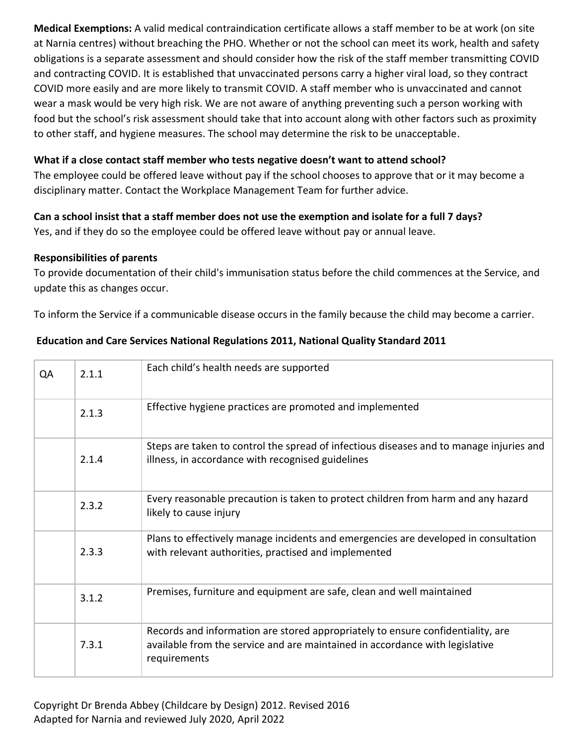**Medical Exemptions:** A valid medical contraindication certificate allows a staff member to be at work (on site at Narnia centres) without breaching the PHO. Whether or not the school can meet its work, health and safety obligations is a separate assessment and should consider how the risk of the staff member transmitting COVID and contracting COVID. It is established that unvaccinated persons carry a higher viral load, so they contract COVID more easily and are more likely to transmit COVID. A staff member who is unvaccinated and cannot wear a mask would be very high risk. We are not aware of anything preventing such a person working with food but the school's risk assessment should take that into account along with other factors such as proximity to other staff, and hygiene measures. The school may determine the risk to be unacceptable.

**What if a close contact staff member who tests negative doesn't want to attend school?**
The employee could be offered leave without pay if the school chooses to approve that or it may become a disciplinary matter. Contact the Workplace Management Team for further advice.

**Can a school insist that a staff member does not use the exemption and isolate for a full 7 days?**
Yes, and if they do so the employee could be offered leave without pay or annual leave.

**Responsibilities of parents**
To provide documentation of their child's immunisation status before the child commences at the Service, and update this as changes occur.

To inform the Service if a communicable disease occurs in the family because the child may become a carrier.

**Education and Care Services National Regulations 2011, National Quality Standard 2011**

| QA | 2.1.1 | Each child's health needs are supported |
|---|---|---|
| | 2.1.3 | Effective hygiene practices are promoted and implemented |
| | 2.1.4 | Steps are taken to control the spread of infectious diseases and to manage injuries and illness, in accordance with recognised guidelines |
| | 2.3.2 | Every reasonable precaution is taken to protect children from harm and any hazard likely to cause injury |
| | 2.3.3 | Plans to effectively manage incidents and emergencies are developed in consultation with relevant authorities, practised and implemented |
| | 3.1.2 | Premises, furniture and equipment are safe, clean and well maintained |
| | 7.3.1 | Records and information are stored appropriately to ensure confidentiality, are available from the service and are maintained in accordance with legislative requirements |

Copyright Dr Brenda Abbey (Childcare by Design) 2012. Revised 2016
Adapted for Narnia and reviewed July 2020, April 2022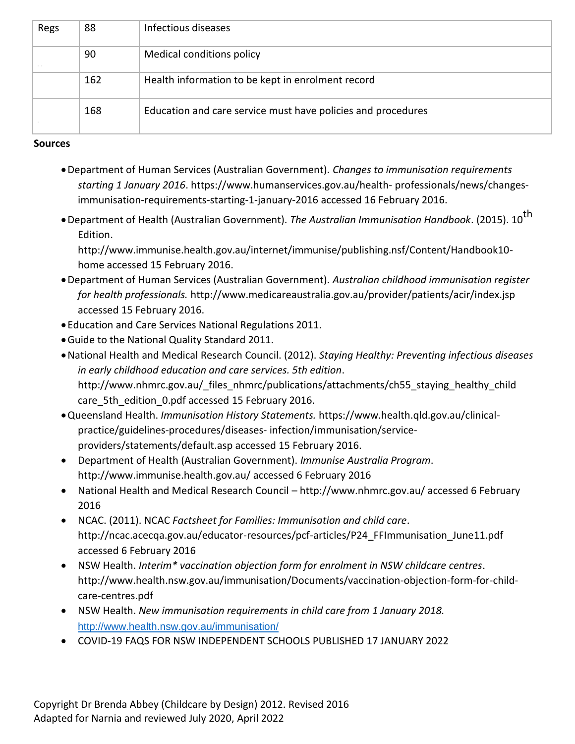| Regs | 88 | Infectious diseases |
|---|---|---|
| | 90 | Medical conditions policy |
| | 162 | Health information to be kept in enrolment record |
| | 168 | Education and care service must have policies and procedures |

**Sources**

- Department of Human Services (Australian Government). *Changes to immunisation requirements starting 1 January 2016*. https://www.humanservices.gov.au/health- professionals/news/changes-immunisation-requirements-starting-1-january-2016 accessed 16 February 2016.
- Department of Health (Australian Government). *The Australian Immunisation Handbook*. (2015). 10th Edition. http://www.immunise.health.gov.au/internet/immunise/publishing.nsf/Content/Handbook10-home accessed 15 February 2016.
- Department of Human Services (Australian Government). *Australian childhood immunisation register for health professionals.* http://www.medicareaustralia.gov.au/provider/patients/acir/index.jsp accessed 15 February 2016.
- Education and Care Services National Regulations 2011.
- Guide to the National Quality Standard 2011.
- National Health and Medical Research Council. (2012). *Staying Healthy: Preventing infectious diseases in early childhood education and care services. 5th edition*. http://www.nhmrc.gov.au/_files_nhmrc/publications/attachments/ch55_staying_healthy_child care_5th_edition_0.pdf accessed 15 February 2016.
- Queensland Health. *Immunisation History Statements.* https://www.health.qld.gov.au/clinical-practice/guidelines-procedures/diseases- infection/immunisation/service-providers/statements/default.asp accessed 15 February 2016.
- Department of Health (Australian Government). *Immunise Australia Program*. http://www.immunise.health.gov.au/ accessed 6 February 2016
- National Health and Medical Research Council – http://www.nhmrc.gov.au/ accessed 6 February 2016
- NCAC. (2011). NCAC *Factsheet for Families: Immunisation and child care*. http://ncac.acecqa.gov.au/educator-resources/pcf-articles/P24_FFImmunisation_June11.pdf accessed 6 February 2016
- NSW Health. *Interim* vaccination objection form for enrolment in NSW childcare centres*. http://www.health.nsw.gov.au/immunisation/Documents/vaccination-objection-form-for-child-care-centres.pdf
- NSW Health. *New immunisation requirements in child care from 1 January 2018.* http://www.health.nsw.gov.au/immunisation/
- COVID-19 FAQS FOR NSW INDEPENDENT SCHOOLS PUBLISHED 17 JANUARY 2022

Copyright Dr Brenda Abbey (Childcare by Design) 2012. Revised 2016
Adapted for Narnia and reviewed July 2020, April 2022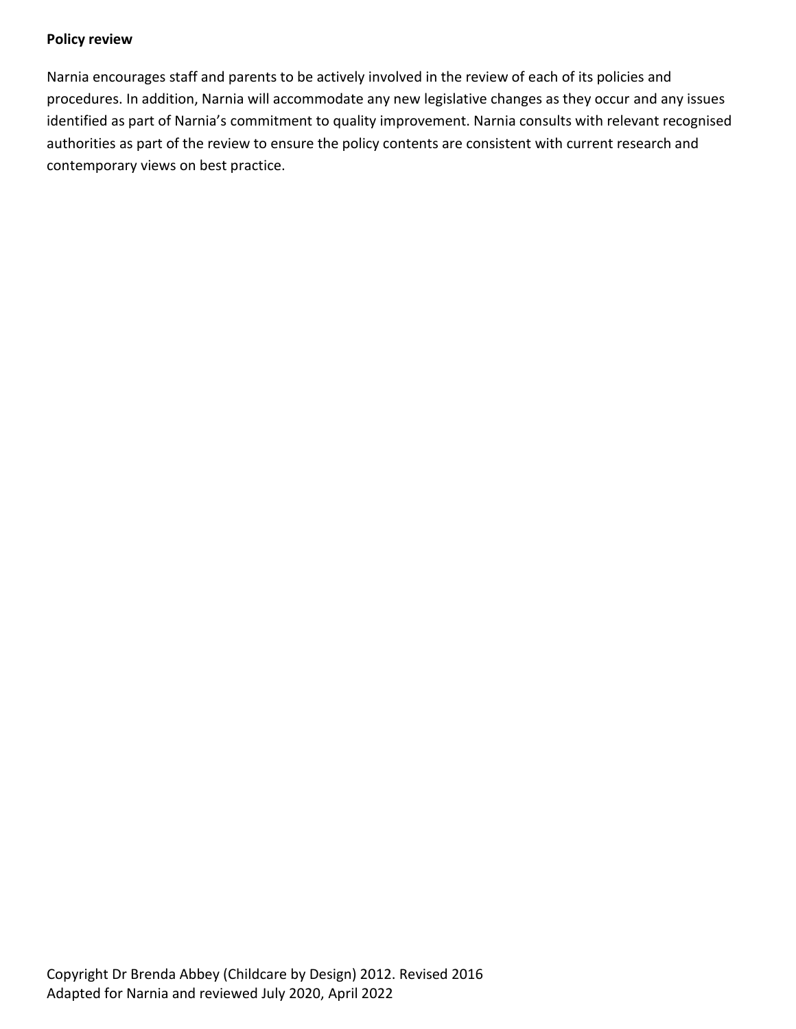**Policy review**

Narnia encourages staff and parents to be actively involved in the review of each of its policies and procedures. In addition, Narnia will accommodate any new legislative changes as they occur and any issues identified as part of Narnia's commitment to quality improvement. Narnia consults with relevant recognised authorities as part of the review to ensure the policy contents are consistent with current research and contemporary views on best practice.

Copyright Dr Brenda Abbey (Childcare by Design) 2012. Revised 2016
Adapted for Narnia and reviewed July 2020, April 2022